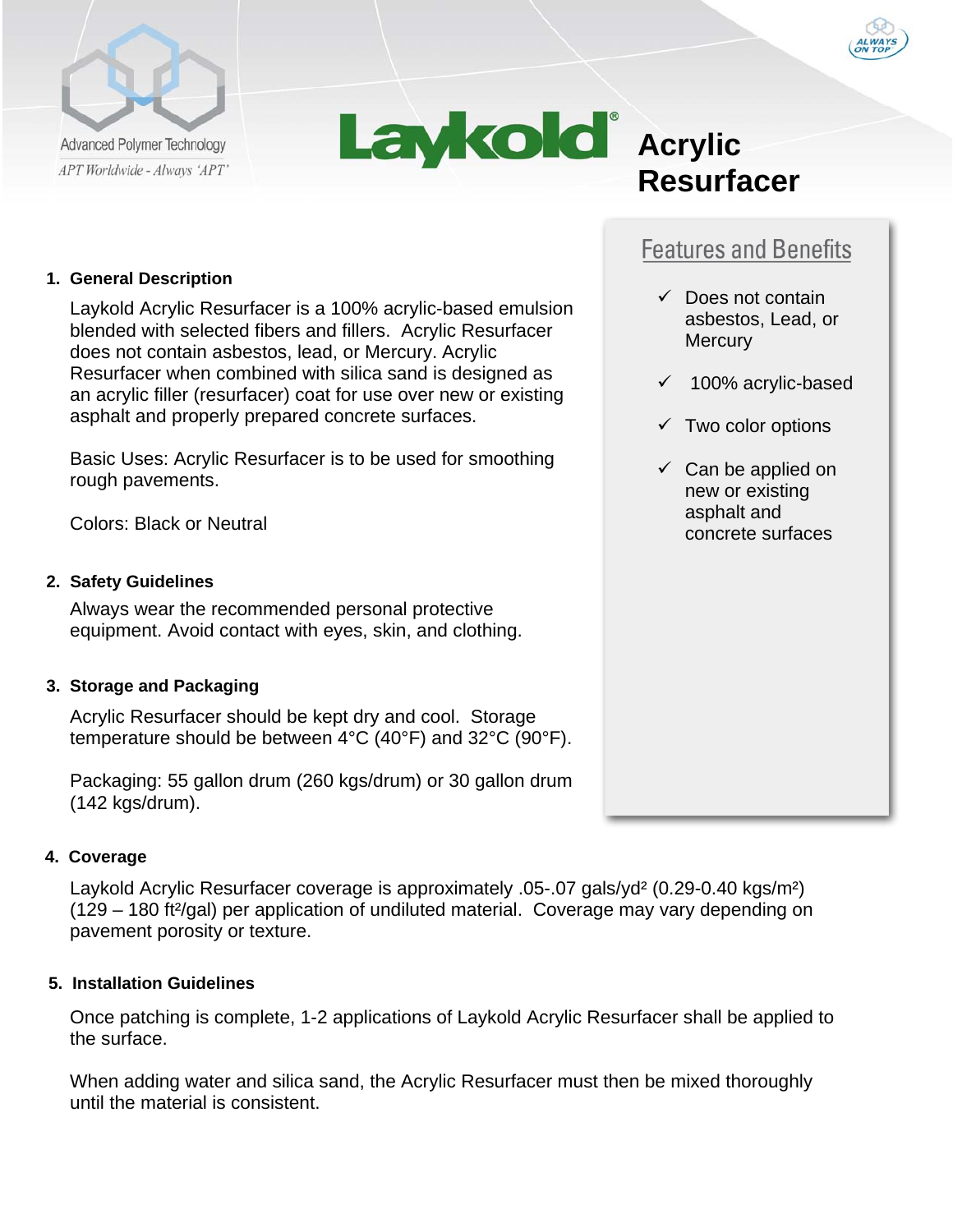Advanced Polymer Technology

*APT Worldwide - Always 'APT'*

ALWAYS ON TOP

# Laykold® Acrylic Resurfacer

## Features and Benefits

- ✓ Does not contain asbestos, Lead, or Mercury
- ✓ 100% acrylic-based
- ✓ Two color options
- ✓ Can be applied on new or existing asphalt and concrete surfaces

### 1. General Description

Laykold Acrylic Resurfacer is a 100% acrylic-based emulsion blended with selected fibers and fillers. Acrylic Resurfacer does not contain asbestos, lead, or Mercury. Acrylic Resurfacer when combined with silica sand is designed as an acrylic filler (resurfacer) coat for use over new or existing asphalt and properly prepared concrete surfaces.

Basic Uses: Acrylic Resurfacer is to be used for smoothing rough pavements.

Colors: Black or Neutral

### 2. Safety Guidelines

Always wear the recommended personal protective equipment. Avoid contact with eyes, skin, and clothing.

### 3. Storage and Packaging

Acrylic Resurfacer should be kept dry and cool. Storage temperature should be between 4°C (40°F) and 32°C (90°F).

Packaging: 55 gallon drum (260 kgs/drum) or 30 gallon drum (142 kgs/drum).

### 4. Coverage

Laykold Acrylic Resurfacer coverage is approximately .05-.07 gals/yd² (0.29-0.40 kgs/m²) (129 – 180 ft²/gal) per application of undiluted material. Coverage may vary depending on pavement porosity or texture.

### 5. Installation Guidelines

Once patching is complete, 1-2 applications of Laykold Acrylic Resurfacer shall be applied to the surface.

When adding water and silica sand, the Acrylic Resurfacer must then be mixed thoroughly until the material is consistent.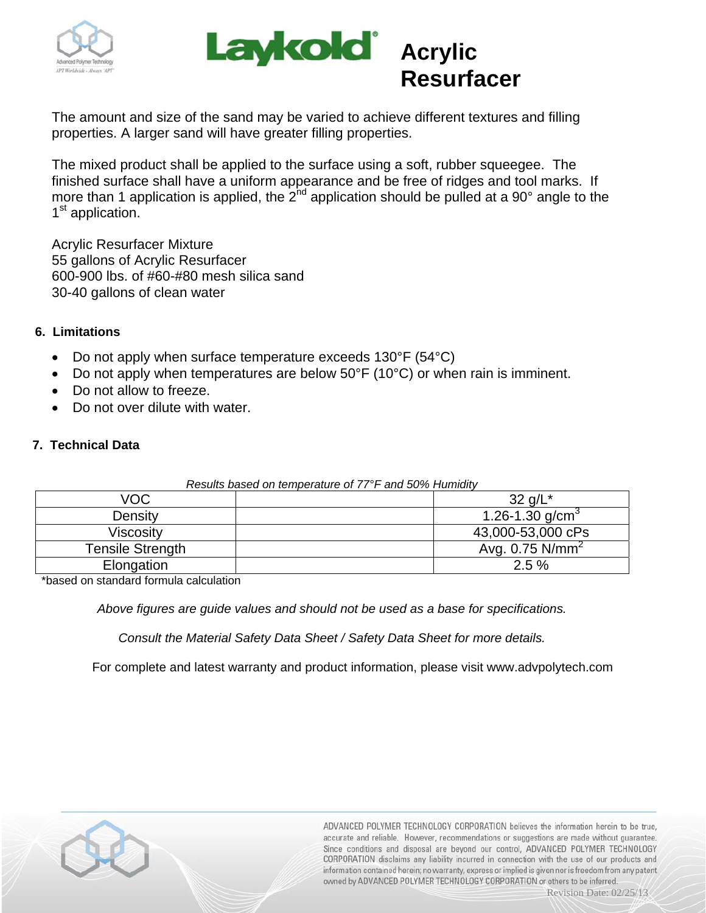# Laykold Acrylic Resurfacer

The amount and size of the sand may be varied to achieve different textures and filling properties. A larger sand will have greater filling properties.

The mixed product shall be applied to the surface using a soft, rubber squeegee. The finished surface shall have a uniform appearance and be free of ridges and tool marks. If more than 1 application is applied, the 2nd application should be pulled at a 90° angle to the 1st application.

Acrylic Resurfacer Mixture
55 gallons of Acrylic Resurfacer
600-900 lbs. of #60-#80 mesh silica sand
30-40 gallons of clean water

## 6. Limitations

- Do not apply when surface temperature exceeds 130°F (54°C)
- Do not apply when temperatures are below 50°F (10°C) or when rain is imminent.
- Do not allow to freeze.
- Do not over dilute with water.

## 7. Technical Data

*Results based on temperature of 77°F and 50% Humidity*

| | | |
|---|---|---|
| VOC | | 32 g/L* |
| Density | | 1.26-1.30 g/cm$^3$ |
| Viscosity | | 43,000-53,000 cPs |
| Tensile Strength | | Avg. 0.75 N/mm$^2$ |
| Elongation | | 2.5 % |

*based on standard formula calculation

*Above figures are guide values and should not be used as a base for specifications.*

*Consult the Material Safety Data Sheet / Safety Data Sheet for more details.*

For complete and latest warranty and product information, please visit www.advpolytech.com

ADVANCED POLYMER TECHNOLOGY CORPORATION believes the information herein to be true, accurate and reliable. However, recommendations or suggestions are made without guarantee. Since conditions and disposal are beyond our control, ADVANCED POLYMER TECHNOLOGY CORPORATION disclaims any liability incurred in connection with the use of our products and information contained herein; no warranty, express or implied is given nor is freedom from any patent owned by ADVANCED POLYMER TECHNOLOGY CORPORATION or others to be inferred.

Revision Date: 02/25/13